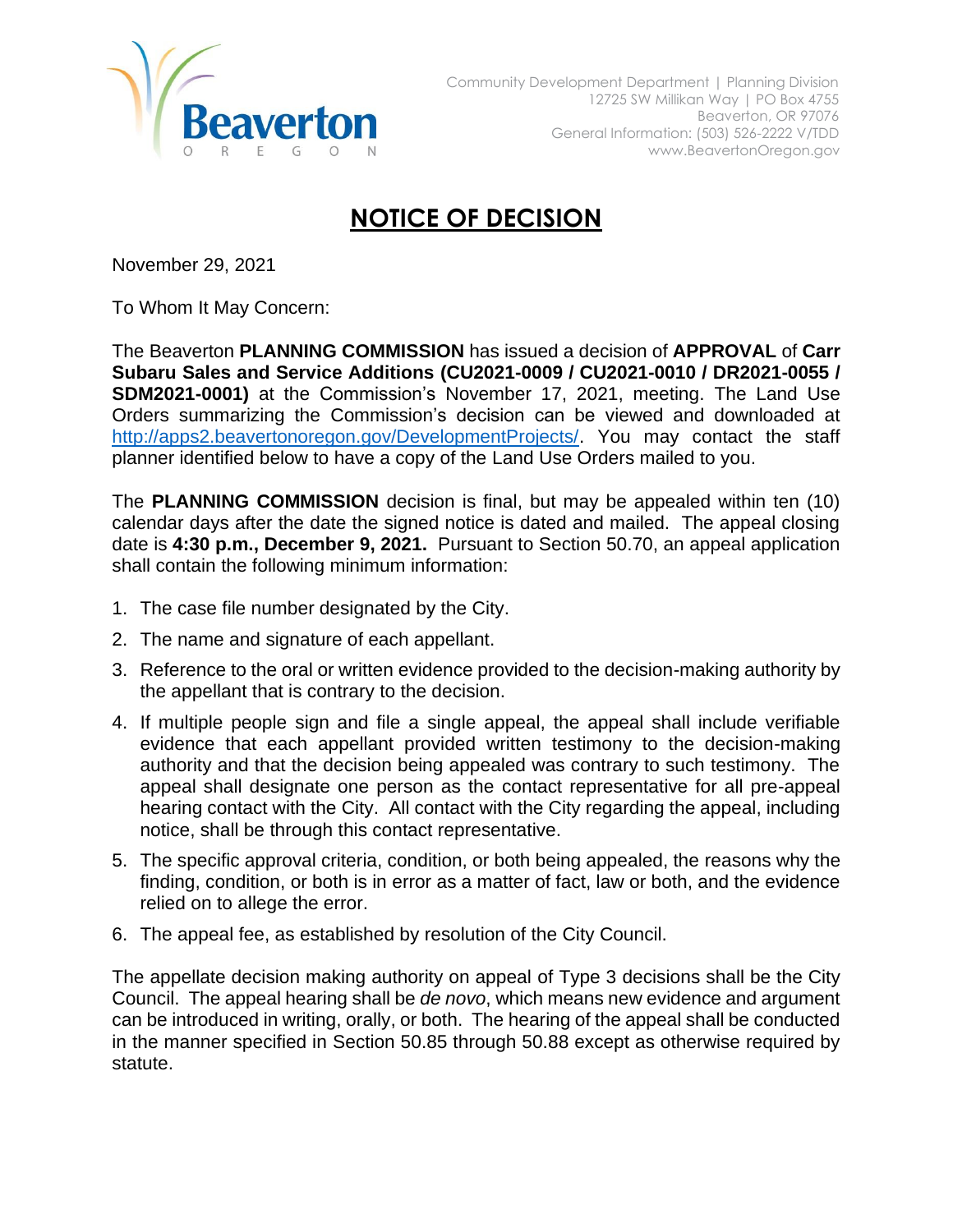Community Development Department | Planning Division
12725 SW Millikan Way | PO Box 4755
Beaverton, OR 97076
General Information: (503) 526-2222 V/TDD
www.BeavertonOregon.gov

# NOTICE OF DECISION

November 29, 2021

To Whom It May Concern:

The Beaverton **PLANNING COMMISSION** has issued a decision of **APPROVAL** of **Carr Subaru Sales and Service Additions (CU2021-0009 / CU2021-0010 / DR2021-0055 / SDM2021-0001)** at the Commission's November 17, 2021, meeting. The Land Use Orders summarizing the Commission's decision can be viewed and downloaded at http://apps2.beavertonoregon.gov/DevelopmentProjects/. You may contact the staff planner identified below to have a copy of the Land Use Orders mailed to you.

The **PLANNING COMMISSION** decision is final, but may be appealed within ten (10) calendar days after the date the signed notice is dated and mailed. The appeal closing date is **4:30 p.m., December 9, 2021.** Pursuant to Section 50.70, an appeal application shall contain the following minimum information:

1. The case file number designated by the City.
2. The name and signature of each appellant.
3. Reference to the oral or written evidence provided to the decision-making authority by the appellant that is contrary to the decision.
4. If multiple people sign and file a single appeal, the appeal shall include verifiable evidence that each appellant provided written testimony to the decision-making authority and that the decision being appealed was contrary to such testimony. The appeal shall designate one person as the contact representative for all pre-appeal hearing contact with the City. All contact with the City regarding the appeal, including notice, shall be through this contact representative.
5. The specific approval criteria, condition, or both being appealed, the reasons why the finding, condition, or both is in error as a matter of fact, law or both, and the evidence relied on to allege the error.
6. The appeal fee, as established by resolution of the City Council.

The appellate decision making authority on appeal of Type 3 decisions shall be the City Council. The appeal hearing shall be *de novo*, which means new evidence and argument can be introduced in writing, orally, or both. The hearing of the appeal shall be conducted in the manner specified in Section 50.85 through 50.88 except as otherwise required by statute.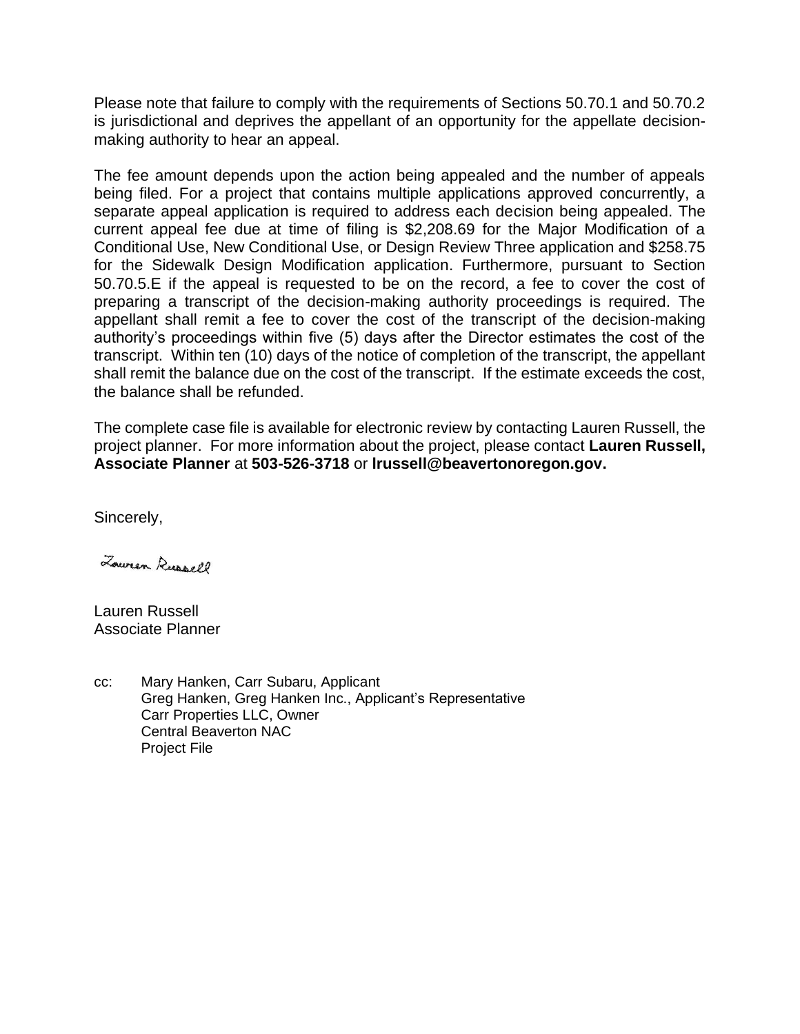Please note that failure to comply with the requirements of Sections 50.70.1 and 50.70.2 is jurisdictional and deprives the appellant of an opportunity for the appellate decision-making authority to hear an appeal.

The fee amount depends upon the action being appealed and the number of appeals being filed. For a project that contains multiple applications approved concurrently, a separate appeal application is required to address each decision being appealed. The current appeal fee due at time of filing is $2,208.69 for the Major Modification of a Conditional Use, New Conditional Use, or Design Review Three application and $258.75 for the Sidewalk Design Modification application. Furthermore, pursuant to Section 50.70.5.E if the appeal is requested to be on the record, a fee to cover the cost of preparing a transcript of the decision-making authority proceedings is required. The appellant shall remit a fee to cover the cost of the transcript of the decision-making authority's proceedings within five (5) days after the Director estimates the cost of the transcript. Within ten (10) days of the notice of completion of the transcript, the appellant shall remit the balance due on the cost of the transcript. If the estimate exceeds the cost, the balance shall be refunded.

The complete case file is available for electronic review by contacting Lauren Russell, the project planner. For more information about the project, please contact **Lauren Russell, Associate Planner** at **503-526-3718** or **lrussell@beavertonoregon.gov.**

Sincerely,

*Lauren Russell*

Lauren Russell
Associate Planner

cc: Mary Hanken, Carr Subaru, Applicant
Greg Hanken, Greg Hanken Inc., Applicant's Representative
Carr Properties LLC, Owner
Central Beaverton NAC
Project File